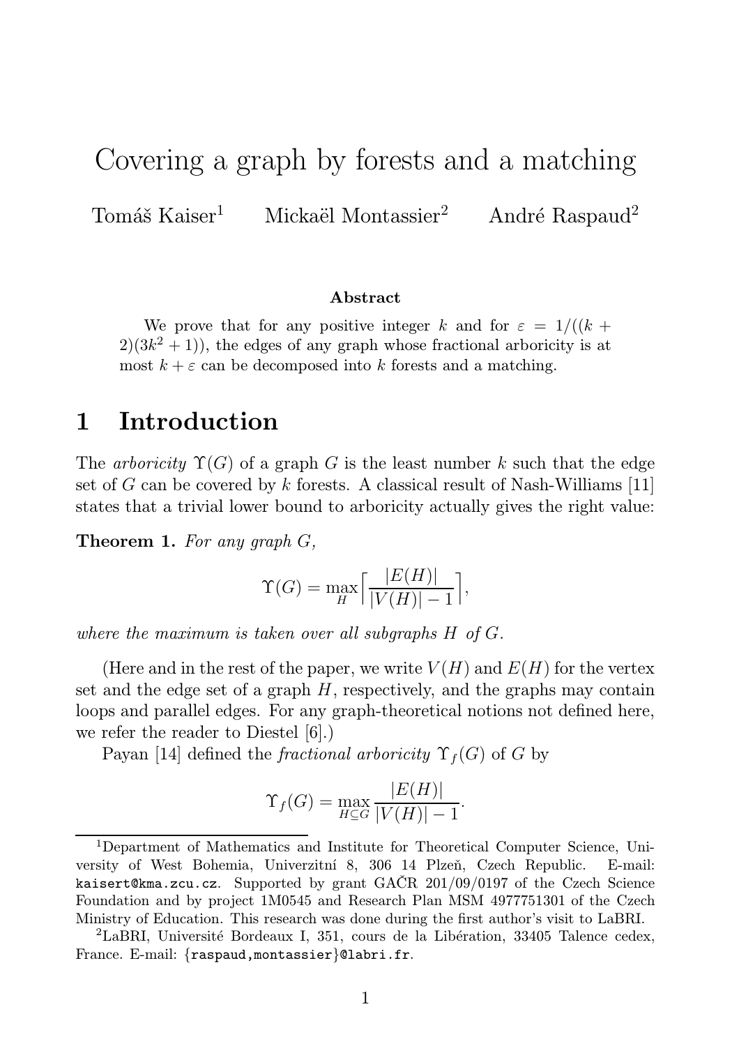# Covering a graph by forests and a matching

Tomáš Kaiser[1] Mickaël Montassier[2] André Raspaud[2]

### Abstract

We prove that for any positive integer $k$ and for $\varepsilon = 1/((k+2)(3k^2+1))$, the edges of any graph whose fractional arboricity is at most $k + \varepsilon$ can be decomposed into $k$ forests and a matching.

## 1 Introduction

The *arboricity* $\Upsilon(G)$ of a graph $G$ is the least number $k$ such that the edge set of $G$ can be covered by $k$ forests. A classical result of Nash-Williams [11] states that a trivial lower bound to arboricity actually gives the right value:

**Theorem 1.** *For any graph $G$,*

$$\Upsilon(G) = \max_H \left\lceil \frac{|E(H)|}{|V(H)|-1} \right\rceil,$$

*where the maximum is taken over all subgraphs $H$ of $G$.*

(Here and in the rest of the paper, we write $V(H)$ and $E(H)$ for the vertex set and the edge set of a graph $H$, respectively, and the graphs may contain loops and parallel edges. For any graph-theoretical notions not defined here, we refer the reader to Diestel [6].)

Payan [14] defined the *fractional arboricity* $\Upsilon_f(G)$ of $G$ by

$$\Upsilon_f(G) = \max_{H \subseteq G} \frac{|E(H)|}{|V(H)|-1}.$$

---

[1] Department of Mathematics and Institute for Theoretical Computer Science, University of West Bohemia, Univerzitní 8, 306 14 Plzeň, Czech Republic. E-mail: kaisert@kma.zcu.cz. Supported by grant GAČR 201/09/0197 of the Czech Science Foundation and by project 1M0545 and Research Plan MSM 4977751301 of the Czech Ministry of Education. This research was done during the first author's visit to LaBRI.

[2] LaBRI, Université Bordeaux I, 351, cours de la Libération, 33405 Talence cedex, France. E-mail: {raspaud,montassier}@labri.fr.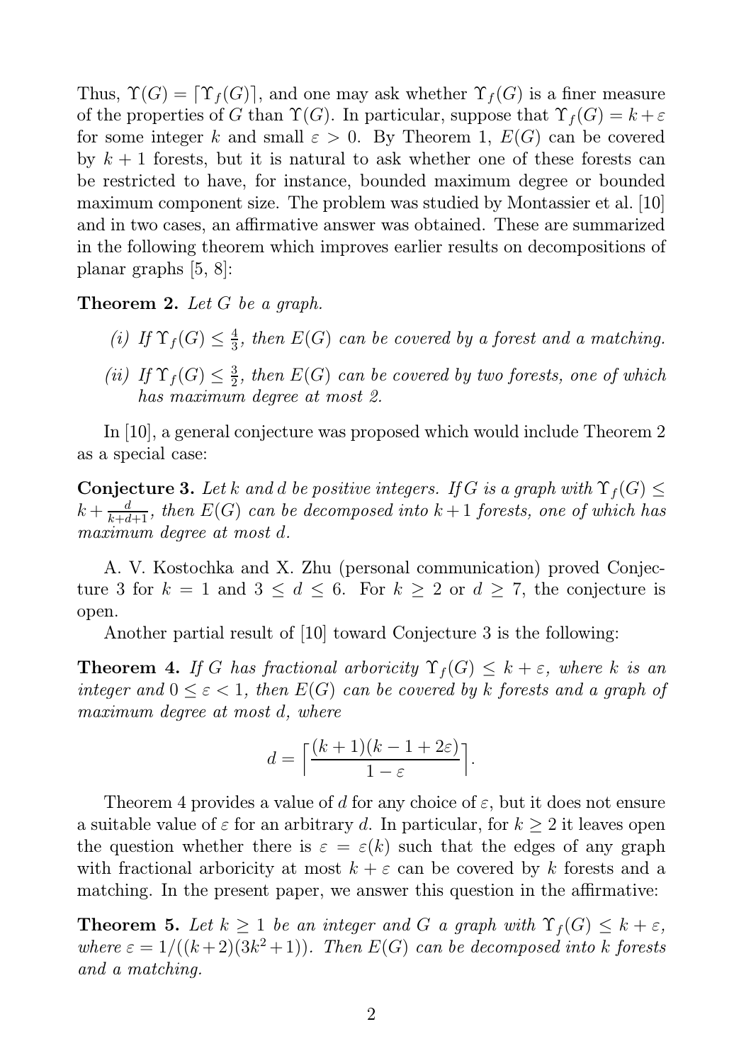Thus, $\Upsilon(G) = \lceil \Upsilon_f(G) \rceil$, and one may ask whether $\Upsilon_f(G)$ is a finer measure of the properties of $G$ than $\Upsilon(G)$. In particular, suppose that $\Upsilon_f(G) = k + \varepsilon$ for some integer $k$ and small $\varepsilon > 0$. By Theorem 1, $E(G)$ can be covered by $k+1$ forests, but it is natural to ask whether one of these forests can be restricted to have, for instance, bounded maximum degree or bounded maximum component size. The problem was studied by Montassier et al. [10] and in two cases, an affirmative answer was obtained. These are summarized in the following theorem which improves earlier results on decompositions of planar graphs [5, 8]:

**Theorem 2.** *Let $G$ be a graph.*

*(i) If $\Upsilon_f(G) \le \frac{4}{3}$, then $E(G)$ can be covered by a forest and a matching.*

*(ii) If $\Upsilon_f(G) \le \frac{3}{2}$, then $E(G)$ can be covered by two forests, one of which has maximum degree at most 2.*

In [10], a general conjecture was proposed which would include Theorem 2 as a special case:

**Conjecture 3.** *Let $k$ and $d$ be positive integers. If $G$ is a graph with $\Upsilon_f(G) \le k + \frac{d}{k+d+1}$, then $E(G)$ can be decomposed into $k+1$ forests, one of which has maximum degree at most $d$.*

A. V. Kostochka and X. Zhu (personal communication) proved Conjecture 3 for $k = 1$ and $3 \le d \le 6$. For $k \ge 2$ or $d \ge 7$, the conjecture is open.

Another partial result of [10] toward Conjecture 3 is the following:

**Theorem 4.** *If $G$ has fractional arboricity $\Upsilon_f(G) \le k + \varepsilon$, where $k$ is an integer and $0 \le \varepsilon < 1$, then $E(G)$ can be covered by $k$ forests and a graph of maximum degree at most $d$, where*

$$d = \left\lceil \frac{(k+1)(k-1+2\varepsilon)}{1-\varepsilon} \right\rceil.$$

Theorem 4 provides a value of $d$ for any choice of $\varepsilon$, but it does not ensure a suitable value of $\varepsilon$ for an arbitrary $d$. In particular, for $k \ge 2$ it leaves open the question whether there is $\varepsilon = \varepsilon(k)$ such that the edges of any graph with fractional arboricity at most $k + \varepsilon$ can be covered by $k$ forests and a matching. In the present paper, we answer this question in the affirmative:

**Theorem 5.** *Let $k \ge 1$ be an integer and $G$ a graph with $\Upsilon_f(G) \le k + \varepsilon$, where $\varepsilon = 1/((k+2)(3k^2+1))$. Then $E(G)$ can be decomposed into $k$ forests and a matching.*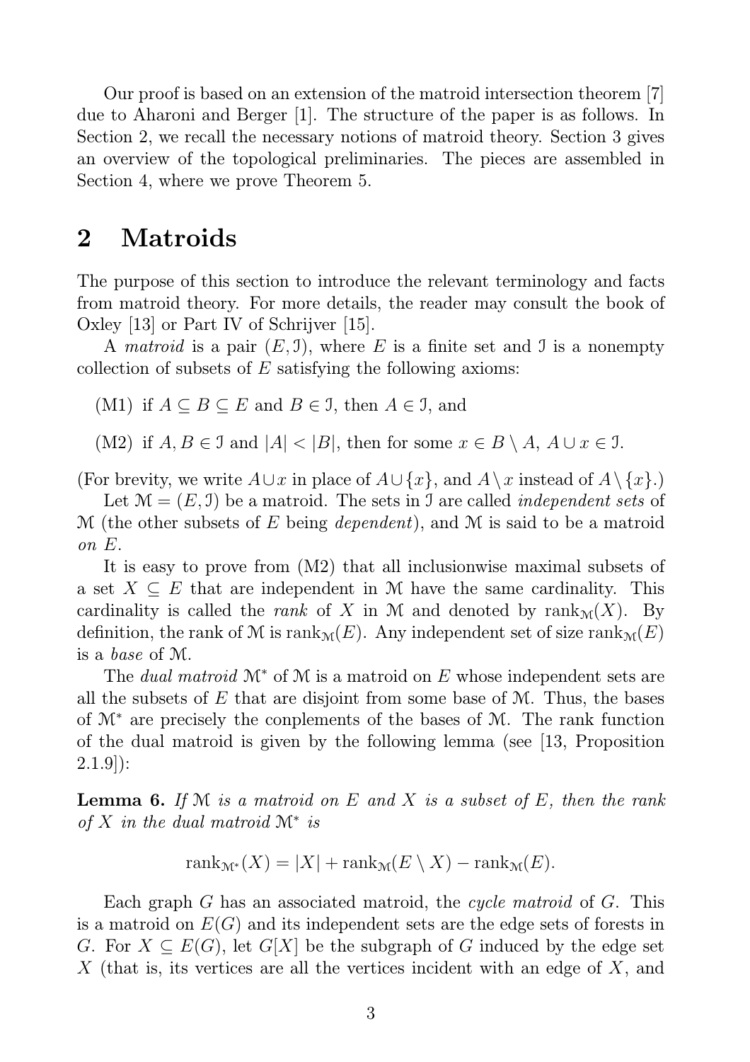Our proof is based on an extension of the matroid intersection theorem [7] due to Aharoni and Berger [1]. The structure of the paper is as follows. In Section 2, we recall the necessary notions of matroid theory. Section 3 gives an overview of the topological preliminaries. The pieces are assembled in Section 4, where we prove Theorem 5.

## 2 Matroids

The purpose of this section to introduce the relevant terminology and facts from matroid theory. For more details, the reader may consult the book of Oxley [13] or Part IV of Schrijver [15].

A *matroid* is a pair $(E, \mathcal{I})$, where $E$ is a finite set and $\mathcal{I}$ is a nonempty collection of subsets of $E$ satisfying the following axioms:

(M1) if $A \subseteq B \subseteq E$ and $B \in \mathcal{I}$, then $A \in \mathcal{I}$, and

(M2) if $A, B \in \mathcal{I}$ and $|A| < |B|$, then for some $x \in B \setminus A$, $A \cup x \in \mathcal{I}$.

(For brevity, we write $A \cup x$ in place of $A \cup \{x\}$, and $A \setminus x$ instead of $A \setminus \{x\}$.)

Let $\mathcal{M} = (E, \mathcal{I})$ be a matroid. The sets in $\mathcal{I}$ are called *independent sets* of $\mathcal{M}$ (the other subsets of $E$ being *dependent*), and $\mathcal{M}$ is said to be a matroid *on* $E$.

It is easy to prove from (M2) that all inclusionwise maximal subsets of a set $X \subseteq E$ that are independent in $\mathcal{M}$ have the same cardinality. This cardinality is called the *rank* of $X$ in $\mathcal{M}$ and denoted by $\operatorname{rank}_{\mathcal{M}}(X)$. By definition, the rank of $\mathcal{M}$ is $\operatorname{rank}_{\mathcal{M}}(E)$. Any independent set of size $\operatorname{rank}_{\mathcal{M}}(E)$ is a *base* of $\mathcal{M}$.

The *dual matroid* $\mathcal{M}^*$ of $\mathcal{M}$ is a matroid on $E$ whose independent sets are all the subsets of $E$ that are disjoint from some base of $\mathcal{M}$. Thus, the bases of $\mathcal{M}^*$ are precisely the conplements of the bases of $\mathcal{M}$. The rank function of the dual matroid is given by the following lemma (see [13, Proposition 2.1.9]):

**Lemma 6.** *If $\mathcal{M}$ is a matroid on $E$ and $X$ is a subset of $E$, then the rank of $X$ in the dual matroid $\mathcal{M}^*$ is*

$$\operatorname{rank}_{\mathcal{M}^*}(X) = |X| + \operatorname{rank}_{\mathcal{M}}(E \setminus X) - \operatorname{rank}_{\mathcal{M}}(E).$$

Each graph $G$ has an associated matroid, the *cycle matroid* of $G$. This is a matroid on $E(G)$ and its independent sets are the edge sets of forests in $G$. For $X \subseteq E(G)$, let $G[X]$ be the subgraph of $G$ induced by the edge set $X$ (that is, its vertices are all the vertices incident with an edge of $X$, and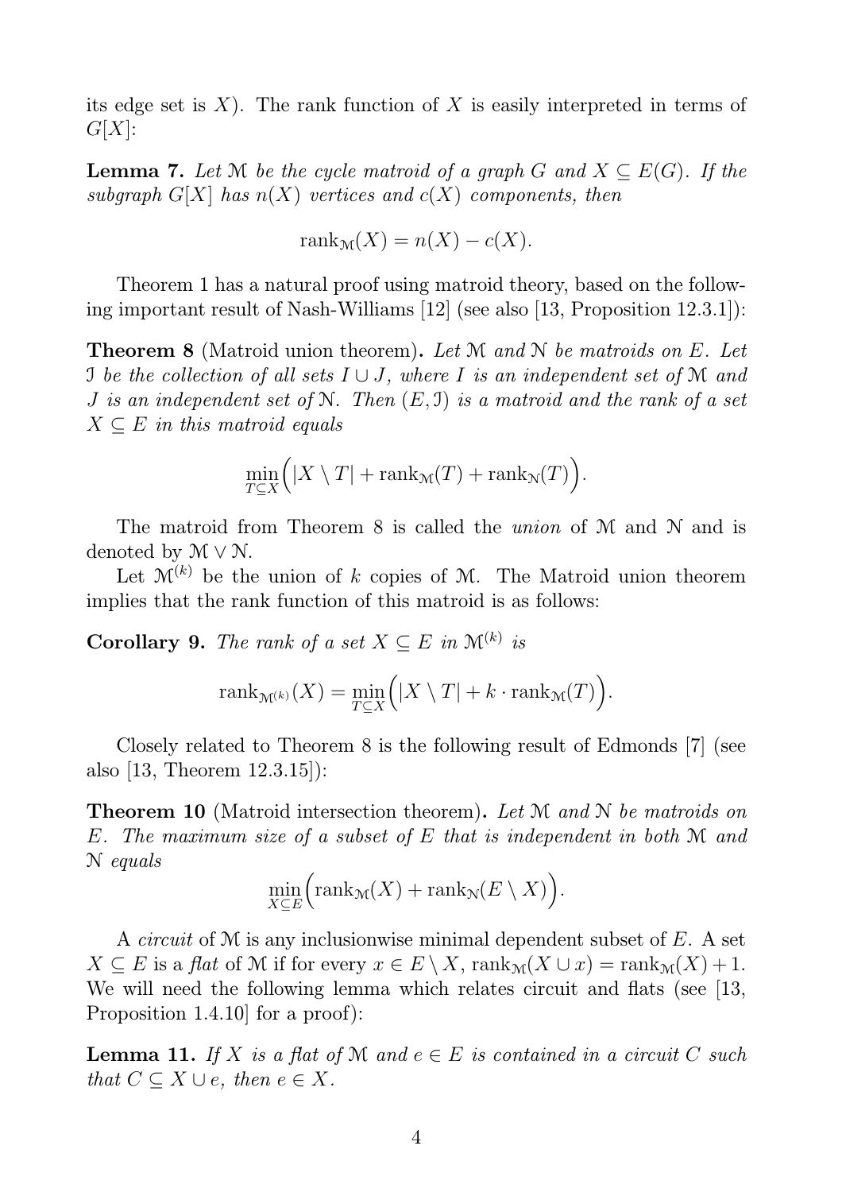its edge set is $X$). The rank function of $X$ is easily interpreted in terms of $G[X]$:

**Lemma 7.** *Let $\mathcal{M}$ be the cycle matroid of a graph $G$ and $X \subseteq E(G)$. If the subgraph $G[X]$ has $n(X)$ vertices and $c(X)$ components, then*

$$\operatorname{rank}_{\mathcal{M}}(X) = n(X) - c(X).$$

Theorem 1 has a natural proof using matroid theory, based on the following important result of Nash-Williams [12] (see also [13, Proposition 12.3.1]):

**Theorem 8** (Matroid union theorem)**.** *Let $\mathcal{M}$ and $\mathcal{N}$ be matroids on $E$. Let $\mathcal{I}$ be the collection of all sets $I \cup J$, where $I$ is an independent set of $\mathcal{M}$ and $J$ is an independent set of $\mathcal{N}$. Then $(E, \mathcal{I})$ is a matroid and the rank of a set $X \subseteq E$ in this matroid equals*

$$\min_{T \subseteq X}\Big(|X \setminus T| + \operatorname{rank}_{\mathcal{M}}(T) + \operatorname{rank}_{\mathcal{N}}(T)\Big).$$

The matroid from Theorem 8 is called the *union* of $\mathcal{M}$ and $\mathcal{N}$ and is denoted by $\mathcal{M} \vee \mathcal{N}$.

Let $\mathcal{M}^{(k)}$ be the union of $k$ copies of $\mathcal{M}$. The Matroid union theorem implies that the rank function of this matroid is as follows:

**Corollary 9.** *The rank of a set $X \subseteq E$ in $\mathcal{M}^{(k)}$ is*

$$\operatorname{rank}_{\mathcal{M}^{(k)}}(X) = \min_{T \subseteq X}\Big(|X \setminus T| + k \cdot \operatorname{rank}_{\mathcal{M}}(T)\Big).$$

Closely related to Theorem 8 is the following result of Edmonds [7] (see also [13, Theorem 12.3.15]):

**Theorem 10** (Matroid intersection theorem)**.** *Let $\mathcal{M}$ and $\mathcal{N}$ be matroids on $E$. The maximum size of a subset of $E$ that is independent in both $\mathcal{M}$ and $\mathcal{N}$ equals*

$$\min_{X \subseteq E}\Big(\operatorname{rank}_{\mathcal{M}}(X) + \operatorname{rank}_{\mathcal{N}}(E \setminus X)\Big).$$

A *circuit* of $\mathcal{M}$ is any inclusionwise minimal dependent subset of $E$. A set $X \subseteq E$ is a *flat* of $\mathcal{M}$ if for every $x \in E \setminus X$, $\operatorname{rank}_{\mathcal{M}}(X \cup x) = \operatorname{rank}_{\mathcal{M}}(X) + 1$. We will need the following lemma which relates circuit and flats (see [13, Proposition 1.4.10] for a proof):

**Lemma 11.** *If $X$ is a flat of $\mathcal{M}$ and $e \in E$ is contained in a circuit $C$ such that $C \subseteq X \cup e$, then $e \in X$.*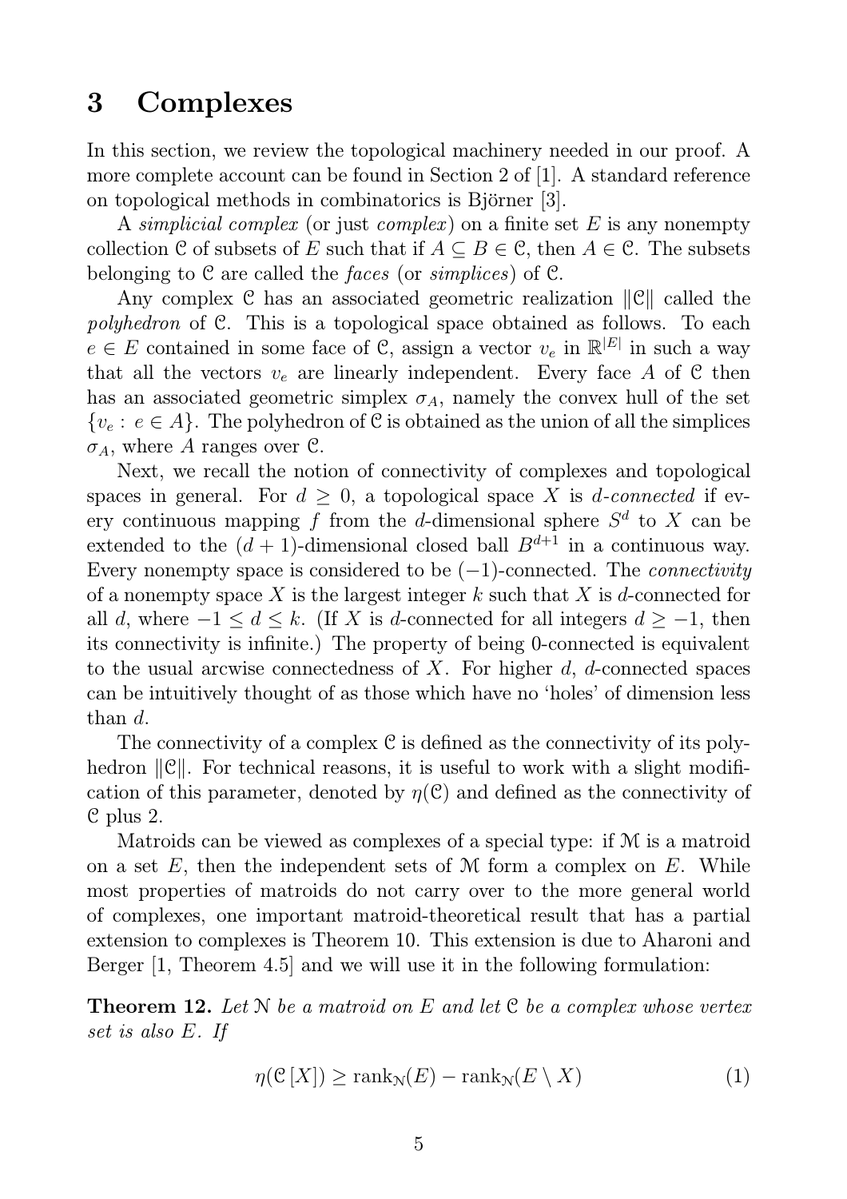## 3 Complexes

In this section, we review the topological machinery needed in our proof. A more complete account can be found in Section 2 of [1]. A standard reference on topological methods in combinatorics is Björner [3].

A *simplicial complex* (or just *complex*) on a finite set $E$ is any nonempty collection $\mathcal{C}$ of subsets of $E$ such that if $A \subseteq B \in \mathcal{C}$, then $A \in \mathcal{C}$. The subsets belonging to $\mathcal{C}$ are called the *faces* (or *simplices*) of $\mathcal{C}$.

Any complex $\mathcal{C}$ has an associated geometric realization $\|\mathcal{C}\|$ called the *polyhedron* of $\mathcal{C}$. This is a topological space obtained as follows. To each $e \in E$ contained in some face of $\mathcal{C}$, assign a vector $v_e$ in $\mathbb{R}^{|E|}$ in such a way that all the vectors $v_e$ are linearly independent. Every face $A$ of $\mathcal{C}$ then has an associated geometric simplex $\sigma_A$, namely the convex hull of the set $\{v_e : e \in A\}$. The polyhedron of $\mathcal{C}$ is obtained as the union of all the simplices $\sigma_A$, where $A$ ranges over $\mathcal{C}$.

Next, we recall the notion of connectivity of complexes and topological spaces in general. For $d \geq 0$, a topological space $X$ is *$d$-connected* if every continuous mapping $f$ from the $d$-dimensional sphere $S^d$ to $X$ can be extended to the $(d+1)$-dimensional closed ball $B^{d+1}$ in a continuous way. Every nonempty space is considered to be $(-1)$-connected. The *connectivity* of a nonempty space $X$ is the largest integer $k$ such that $X$ is $d$-connected for all $d$, where $-1 \leq d \leq k$. (If $X$ is $d$-connected for all integers $d \geq -1$, then its connectivity is infinite.) The property of being 0-connected is equivalent to the usual arcwise connectedness of $X$. For higher $d$, $d$-connected spaces can be intuitively thought of as those which have no 'holes' of dimension less than $d$.

The connectivity of a complex $\mathcal{C}$ is defined as the connectivity of its polyhedron $\|\mathcal{C}\|$. For technical reasons, it is useful to work with a slight modification of this parameter, denoted by $\eta(\mathcal{C})$ and defined as the connectivity of $\mathcal{C}$ plus 2.

Matroids can be viewed as complexes of a special type: if $\mathcal{M}$ is a matroid on a set $E$, then the independent sets of $\mathcal{M}$ form a complex on $E$. While most properties of matroids do not carry over to the more general world of complexes, one important matroid-theoretical result that has a partial extension to complexes is Theorem 10. This extension is due to Aharoni and Berger [1, Theorem 4.5] and we will use it in the following formulation:

**Theorem 12.** *Let $\mathcal{N}$ be a matroid on $E$ and let $\mathcal{C}$ be a complex whose vertex set is also $E$. If*

$$\eta(\mathcal{C}\,[X]) \geq \operatorname{rank}_{\mathcal{N}}(E) - \operatorname{rank}_{\mathcal{N}}(E \setminus X) \tag{1}$$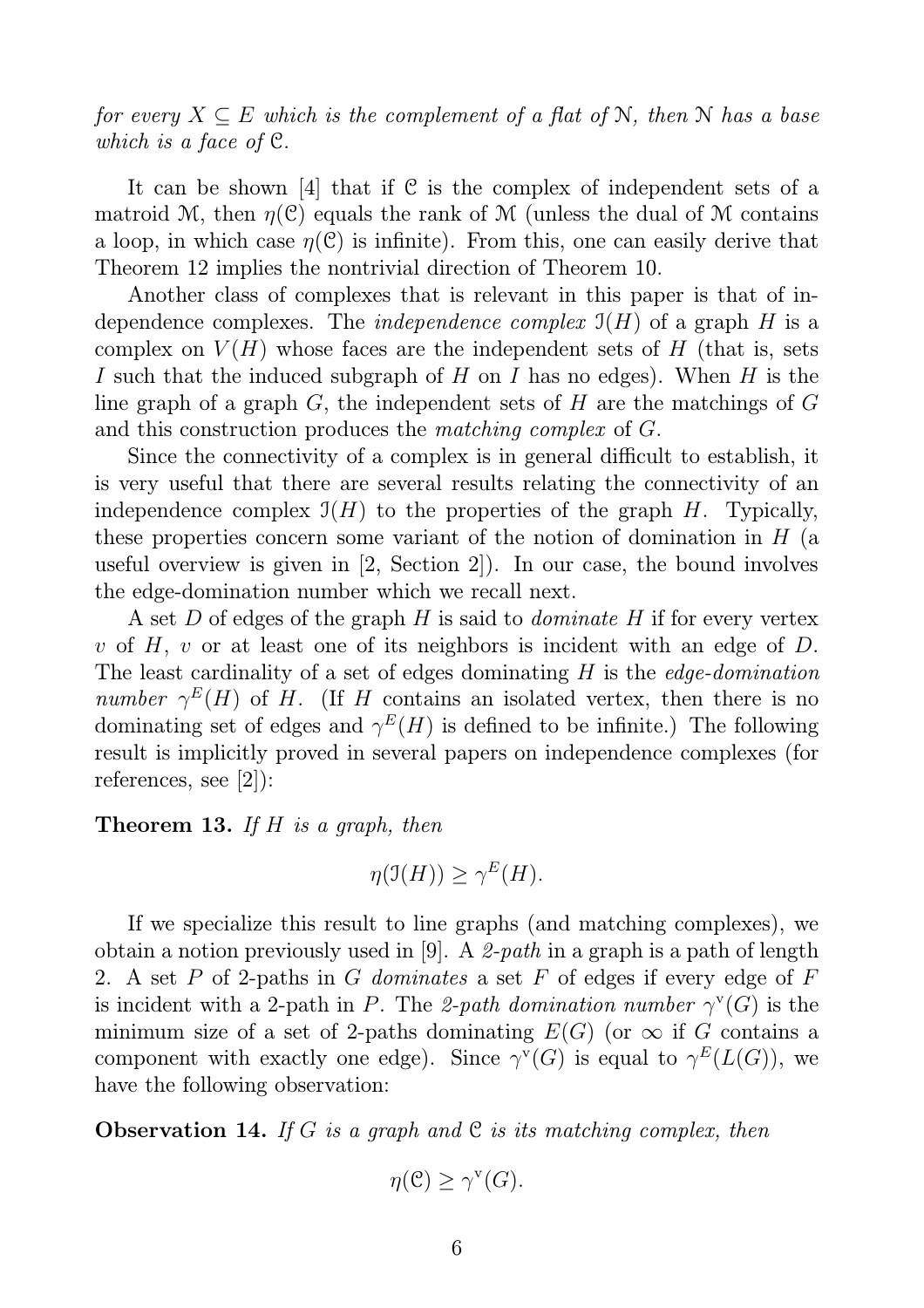*for every $X \subseteq E$ which is the complement of a flat of $\mathcal{N}$, then $\mathcal{N}$ has a base which is a face of $\mathcal{C}$.*

It can be shown [4] that if $\mathcal{C}$ is the complex of independent sets of a matroid $\mathcal{M}$, then $\eta(\mathcal{C})$ equals the rank of $\mathcal{M}$ (unless the dual of $\mathcal{M}$ contains a loop, in which case $\eta(\mathcal{C})$ is infinite). From this, one can easily derive that Theorem 12 implies the nontrivial direction of Theorem 10.

Another class of complexes that is relevant in this paper is that of independence complexes. The *independence complex* $\mathcal{I}(H)$ of a graph $H$ is a complex on $V(H)$ whose faces are the independent sets of $H$ (that is, sets $I$ such that the induced subgraph of $H$ on $I$ has no edges). When $H$ is the line graph of a graph $G$, the independent sets of $H$ are the matchings of $G$ and this construction produces the *matching complex* of $G$.

Since the connectivity of a complex is in general difficult to establish, it is very useful that there are several results relating the connectivity of an independence complex $\mathcal{I}(H)$ to the properties of the graph $H$. Typically, these properties concern some variant of the notion of domination in $H$ (a useful overview is given in [2, Section 2]). In our case, the bound involves the edge-domination number which we recall next.

A set $D$ of edges of the graph $H$ is said to *dominate* $H$ if for every vertex $v$ of $H$, $v$ or at least one of its neighbors is incident with an edge of $D$. The least cardinality of a set of edges dominating $H$ is the *edge-domination number* $\gamma^E(H)$ of $H$. (If $H$ contains an isolated vertex, then there is no dominating set of edges and $\gamma^E(H)$ is defined to be infinite.) The following result is implicitly proved in several papers on independence complexes (for references, see [2]):

**Theorem 13.** *If $H$ is a graph, then*

$$\eta(\mathcal{I}(H)) \geq \gamma^E(H).$$

If we specialize this result to line graphs (and matching complexes), we obtain a notion previously used in [9]. A *2-path* in a graph is a path of length 2. A set $P$ of 2-paths in $G$ *dominates* a set $F$ of edges if every edge of $F$ is incident with a 2-path in $P$. The *2-path domination number* $\gamma^{\mathrm{v}}(G)$ is the minimum size of a set of 2-paths dominating $E(G)$ (or $\infty$ if $G$ contains a component with exactly one edge). Since $\gamma^{\mathrm{v}}(G)$ is equal to $\gamma^E(L(G))$, we have the following observation:

**Observation 14.** *If $G$ is a graph and $\mathcal{C}$ is its matching complex, then*

$$\eta(\mathcal{C}) \geq \gamma^{\mathrm{v}}(G).$$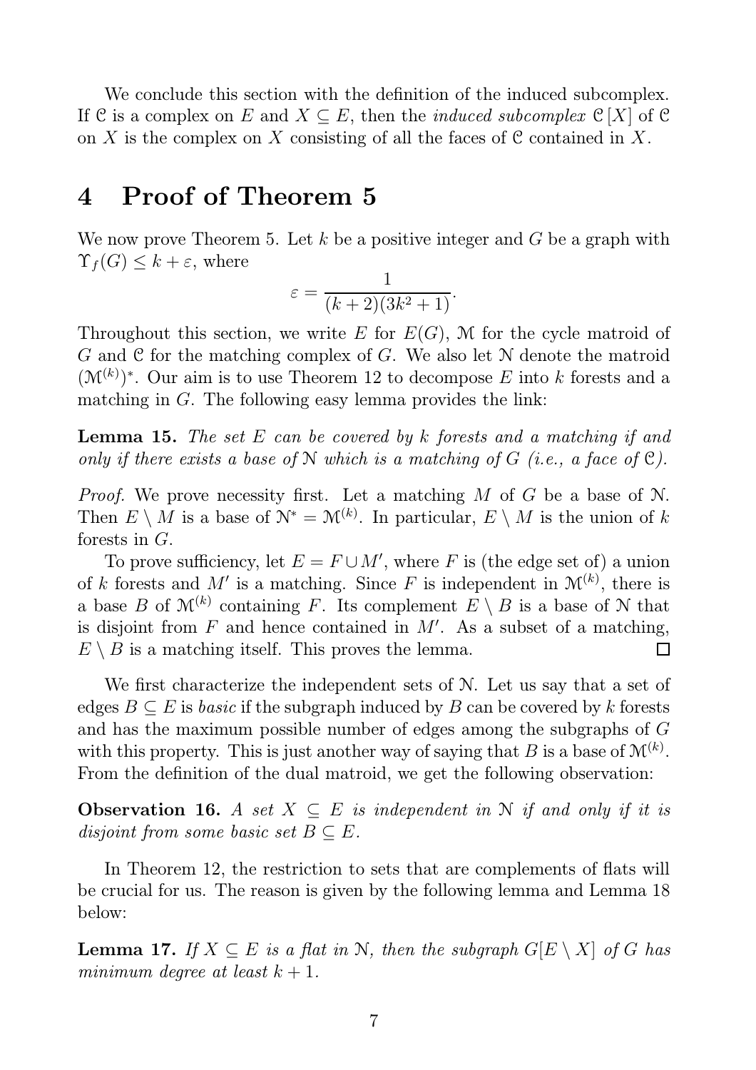We conclude this section with the definition of the induced subcomplex. If $\mathcal{C}$ is a complex on $E$ and $X \subseteq E$, then the *induced subcomplex* $\mathcal{C}[X]$ of $\mathcal{C}$ on $X$ is the complex on $X$ consisting of all the faces of $\mathcal{C}$ contained in $X$.

# 4 Proof of Theorem 5

We now prove Theorem 5. Let $k$ be a positive integer and $G$ be a graph with $\Upsilon_f(G) \leq k + \varepsilon$, where

$$\varepsilon = \frac{1}{(k+2)(3k^2+1)}.$$

Throughout this section, we write $E$ for $E(G)$, $\mathcal{M}$ for the cycle matroid of $G$ and $\mathcal{C}$ for the matching complex of $G$. We also let $\mathcal{N}$ denote the matroid $(\mathcal{M}^{(k)})^*$. Our aim is to use Theorem 12 to decompose $E$ into $k$ forests and a matching in $G$. The following easy lemma provides the link:

**Lemma 15.** *The set $E$ can be covered by $k$ forests and a matching if and only if there exists a base of $\mathcal{N}$ which is a matching of $G$ (i.e., a face of $\mathcal{C}$).*

*Proof.* We prove necessity first. Let a matching $M$ of $G$ be a base of $\mathcal{N}$. Then $E \setminus M$ is a base of $\mathcal{N}^* = \mathcal{M}^{(k)}$. In particular, $E \setminus M$ is the union of $k$ forests in $G$.

To prove sufficiency, let $E = F \cup M'$, where $F$ is (the edge set of) a union of $k$ forests and $M'$ is a matching. Since $F$ is independent in $\mathcal{M}^{(k)}$, there is a base $B$ of $\mathcal{M}^{(k)}$ containing $F$. Its complement $E \setminus B$ is a base of $\mathcal{N}$ that is disjoint from $F$ and hence contained in $M'$. As a subset of a matching, $E \setminus B$ is a matching itself. This proves the lemma. $\square$

We first characterize the independent sets of $\mathcal{N}$. Let us say that a set of edges $B \subseteq E$ is *basic* if the subgraph induced by $B$ can be covered by $k$ forests and has the maximum possible number of edges among the subgraphs of $G$ with this property. This is just another way of saying that $B$ is a base of $\mathcal{M}^{(k)}$. From the definition of the dual matroid, we get the following observation:

**Observation 16.** *A set $X \subseteq E$ is independent in $\mathcal{N}$ if and only if it is disjoint from some basic set $B \subseteq E$.*

In Theorem 12, the restriction to sets that are complements of flats will be crucial for us. The reason is given by the following lemma and Lemma 18 below:

**Lemma 17.** *If $X \subseteq E$ is a flat in $\mathcal{N}$, then the subgraph $G[E \setminus X]$ of $G$ has minimum degree at least $k + 1$.*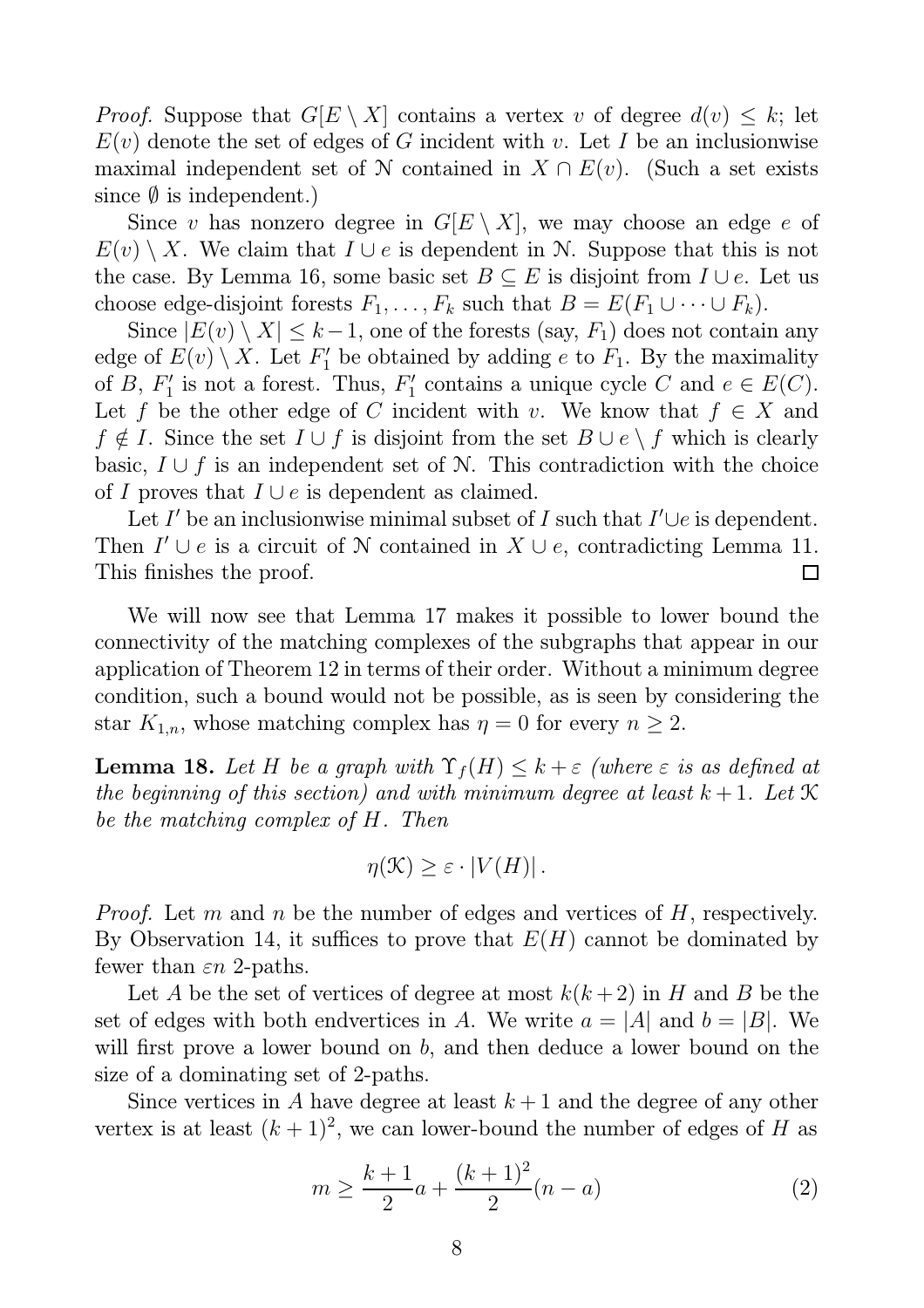*Proof.* Suppose that $G[E \setminus X]$ contains a vertex $v$ of degree $d(v) \leq k$; let $E(v)$ denote the set of edges of $G$ incident with $v$. Let $I$ be an inclusionwise maximal independent set of $\mathcal{N}$ contained in $X \cap E(v)$. (Such a set exists since $\emptyset$ is independent.)

Since $v$ has nonzero degree in $G[E \setminus X]$, we may choose an edge $e$ of $E(v) \setminus X$. We claim that $I \cup e$ is dependent in $\mathcal{N}$. Suppose that this is not the case. By Lemma 16, some basic set $B \subseteq E$ is disjoint from $I \cup e$. Let us choose edge-disjoint forests $F_1, \ldots, F_k$ such that $B = E(F_1 \cup \cdots \cup F_k)$.

Since $|E(v) \setminus X| \leq k-1$, one of the forests (say, $F_1$) does not contain any edge of $E(v) \setminus X$. Let $F_1'$ be obtained by adding $e$ to $F_1$. By the maximality of $B$, $F_1'$ is not a forest. Thus, $F_1'$ contains a unique cycle $C$ and $e \in E(C)$. Let $f$ be the other edge of $C$ incident with $v$. We know that $f \in X$ and $f \notin I$. Since the set $I \cup f$ is disjoint from the set $B \cup e \setminus f$ which is clearly basic, $I \cup f$ is an independent set of $\mathcal{N}$. This contradiction with the choice of $I$ proves that $I \cup e$ is dependent as claimed.

Let $I'$ be an inclusionwise minimal subset of $I$ such that $I' \cup e$ is dependent. Then $I' \cup e$ is a circuit of $\mathcal{N}$ contained in $X \cup e$, contradicting Lemma 11. This finishes the proof. $\square$

We will now see that Lemma 17 makes it possible to lower bound the connectivity of the matching complexes of the subgraphs that appear in our application of Theorem 12 in terms of their order. Without a minimum degree condition, such a bound would not be possible, as is seen by considering the star $K_{1,n}$, whose matching complex has $\eta = 0$ for every $n \geq 2$.

**Lemma 18.** *Let $H$ be a graph with $\Upsilon_f(H) \leq k + \varepsilon$ (where $\varepsilon$ is as defined at the beginning of this section) and with minimum degree at least $k+1$. Let $\mathcal{K}$ be the matching complex of $H$. Then*

$$\eta(\mathcal{K}) \geq \varepsilon \cdot |V(H)|.$$

*Proof.* Let $m$ and $n$ be the number of edges and vertices of $H$, respectively. By Observation 14, it suffices to prove that $E(H)$ cannot be dominated by fewer than $\varepsilon n$ 2-paths.

Let $A$ be the set of vertices of degree at most $k(k+2)$ in $H$ and $B$ be the set of edges with both endvertices in $A$. We write $a = |A|$ and $b = |B|$. We will first prove a lower bound on $b$, and then deduce a lower bound on the size of a dominating set of 2-paths.

Since vertices in $A$ have degree at least $k+1$ and the degree of any other vertex is at least $(k+1)^2$, we can lower-bound the number of edges of $H$ as

$$m \geq \frac{k+1}{2}a + \frac{(k+1)^2}{2}(n-a) \tag{2}$$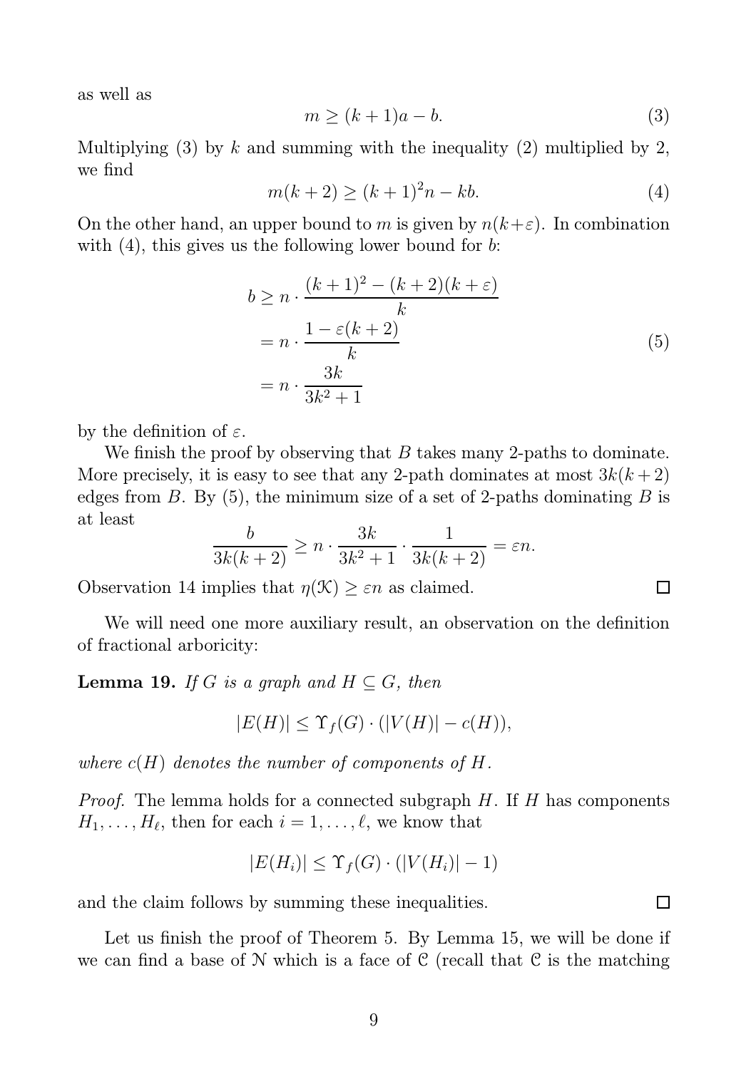as well as

$$m \geq (k+1)a - b. \tag{3}$$

Multiplying (3) by $k$ and summing with the inequality (2) multiplied by 2, we find

$$m(k+2) \geq (k+1)^2 n - kb. \tag{4}$$

On the other hand, an upper bound to $m$ is given by $n(k+\varepsilon)$. In combination with (4), this gives us the following lower bound for $b$:

$$\begin{aligned} b &\geq n \cdot \frac{(k+1)^2 - (k+2)(k+\varepsilon)}{k} \\ &= n \cdot \frac{1 - \varepsilon(k+2)}{k} \\ &= n \cdot \frac{3k}{3k^2+1} \end{aligned} \tag{5}$$

by the definition of $\varepsilon$.

We finish the proof by observing that $B$ takes many 2-paths to dominate. More precisely, it is easy to see that any 2-path dominates at most $3k(k+2)$ edges from $B$. By (5), the minimum size of a set of 2-paths dominating $B$ is at least

$$\frac{b}{3k(k+2)} \geq n \cdot \frac{3k}{3k^2+1} \cdot \frac{1}{3k(k+2)} = \varepsilon n.$$

Observation 14 implies that $\eta(\mathcal{K}) \geq \varepsilon n$ as claimed. $\square$

We will need one more auxiliary result, an observation on the definition of fractional arboricity:

**Lemma 19.** *If $G$ is a graph and $H \subseteq G$, then*

$$|E(H)| \leq \Upsilon_f(G) \cdot (|V(H)| - c(H)),$$

*where $c(H)$ denotes the number of components of $H$.*

*Proof.* The lemma holds for a connected subgraph $H$. If $H$ has components $H_1, \ldots, H_\ell$, then for each $i = 1, \ldots, \ell$, we know that

$$|E(H_i)| \leq \Upsilon_f(G) \cdot (|V(H_i)| - 1)$$

and the claim follows by summing these inequalities. $\square$

Let us finish the proof of Theorem 5. By Lemma 15, we will be done if we can find a base of $\mathcal{N}$ which is a face of $\mathcal{C}$ (recall that $\mathcal{C}$ is the matching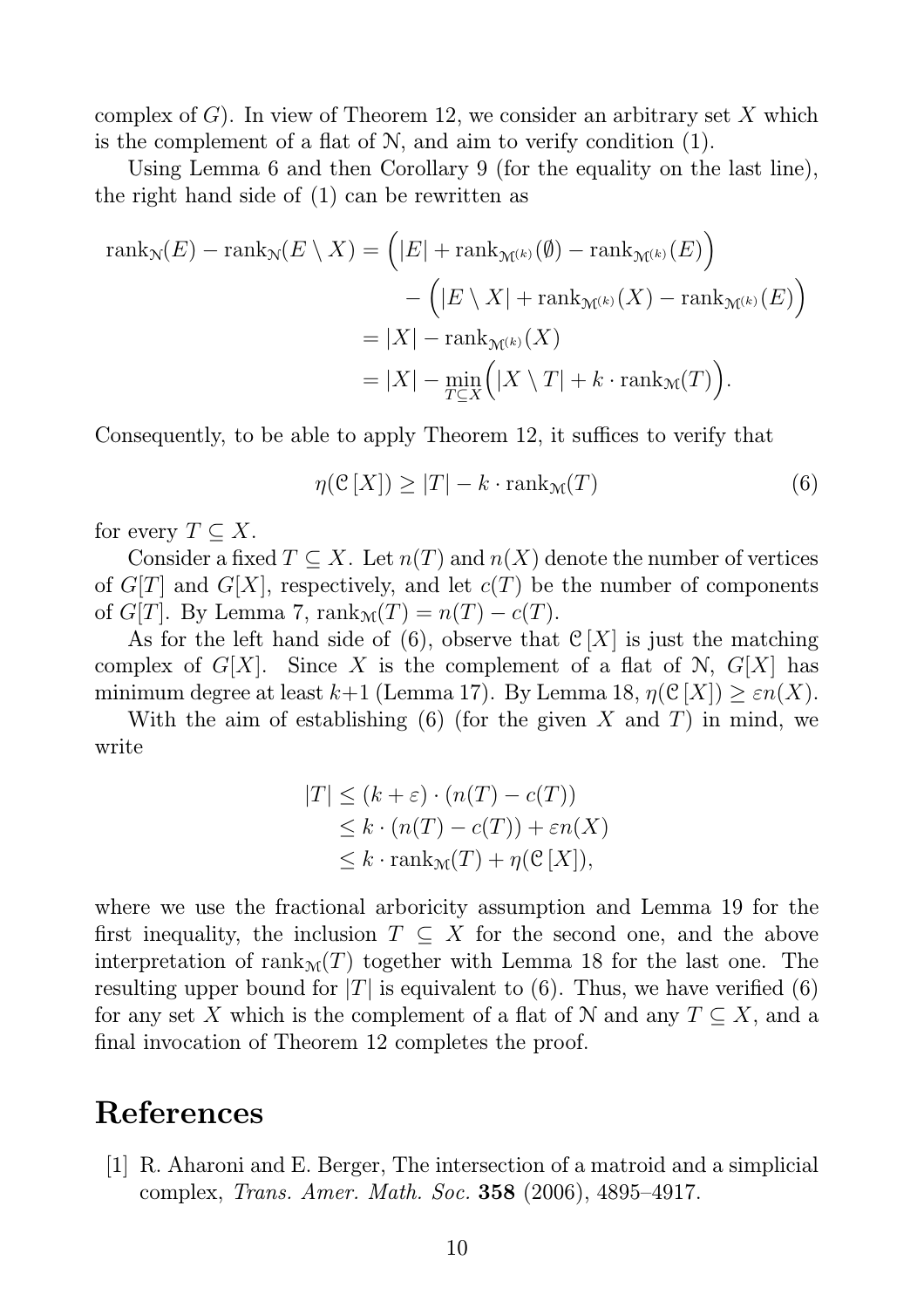complex of $G$). In view of Theorem 12, we consider an arbitrary set $X$ which is the complement of a flat of $\mathcal{N}$, and aim to verify condition (1).

Using Lemma 6 and then Corollary 9 (for the equality on the last line), the right hand side of (1) can be rewritten as

$$\begin{aligned}
\operatorname{rank}_{\mathcal{N}}(E) - \operatorname{rank}_{\mathcal{N}}(E \setminus X) &= \Big(|E| + \operatorname{rank}_{\mathcal{M}^{(k)}}(\emptyset) - \operatorname{rank}_{\mathcal{M}^{(k)}}(E)\Big) \\
&\quad - \Big(|E \setminus X| + \operatorname{rank}_{\mathcal{M}^{(k)}}(X) - \operatorname{rank}_{\mathcal{M}^{(k)}}(E)\Big) \\
&= |X| - \operatorname{rank}_{\mathcal{M}^{(k)}}(X) \\
&= |X| - \min_{T \subseteq X}\Big(|X \setminus T| + k \cdot \operatorname{rank}_{\mathcal{M}}(T)\Big).
\end{aligned}$$

Consequently, to be able to apply Theorem 12, it suffices to verify that

$$\eta(\mathcal{C}[X]) \geq |T| - k \cdot \operatorname{rank}_{\mathcal{M}}(T) \tag{6}$$

for every $T \subseteq X$.

Consider a fixed $T \subseteq X$. Let $n(T)$ and $n(X)$ denote the number of vertices of $G[T]$ and $G[X]$, respectively, and let $c(T)$ be the number of components of $G[T]$. By Lemma 7, $\operatorname{rank}_{\mathcal{M}}(T) = n(T) - c(T)$.

As for the left hand side of (6), observe that $\mathcal{C}[X]$ is just the matching complex of $G[X]$. Since $X$ is the complement of a flat of $\mathcal{N}$, $G[X]$ has minimum degree at least $k+1$ (Lemma 17). By Lemma 18, $\eta(\mathcal{C}[X]) \geq \varepsilon n(X)$.

With the aim of establishing (6) (for the given $X$ and $T$) in mind, we write

$$\begin{aligned}
|T| &\leq (k + \varepsilon) \cdot (n(T) - c(T)) \\
&\leq k \cdot (n(T) - c(T)) + \varepsilon n(X) \\
&\leq k \cdot \operatorname{rank}_{\mathcal{M}}(T) + \eta(\mathcal{C}[X]),
\end{aligned}$$

where we use the fractional arboricity assumption and Lemma 19 for the first inequality, the inclusion $T \subseteq X$ for the second one, and the above interpretation of $\operatorname{rank}_{\mathcal{M}}(T)$ together with Lemma 18 for the last one. The resulting upper bound for $|T|$ is equivalent to (6). Thus, we have verified (6) for any set $X$ which is the complement of a flat of $\mathcal{N}$ and any $T \subseteq X$, and a final invocation of Theorem 12 completes the proof.

# References

[1] R. Aharoni and E. Berger, The intersection of a matroid and a simplicial complex, *Trans. Amer. Math. Soc.* **358** (2006), 4895–4917.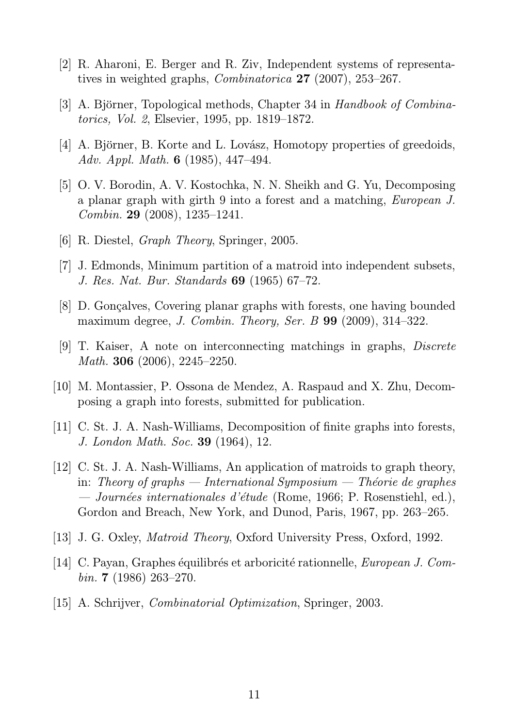[2] R. Aharoni, E. Berger and R. Ziv, Independent systems of representatives in weighted graphs, *Combinatorica* **27** (2007), 253–267.

[3] A. Björner, Topological methods, Chapter 34 in *Handbook of Combinatorics, Vol. 2*, Elsevier, 1995, pp. 1819–1872.

[4] A. Björner, B. Korte and L. Lovász, Homotopy properties of greedoids, *Adv. Appl. Math.* **6** (1985), 447–494.

[5] O. V. Borodin, A. V. Kostochka, N. N. Sheikh and G. Yu, Decomposing a planar graph with girth 9 into a forest and a matching, *European J. Combin.* **29** (2008), 1235–1241.

[6] R. Diestel, *Graph Theory*, Springer, 2005.

[7] J. Edmonds, Minimum partition of a matroid into independent subsets, *J. Res. Nat. Bur. Standards* **69** (1965) 67–72.

[8] D. Gonçalves, Covering planar graphs with forests, one having bounded maximum degree, *J. Combin. Theory, Ser. B* **99** (2009), 314–322.

[9] T. Kaiser, A note on interconnecting matchings in graphs, *Discrete Math.* **306** (2006), 2245–2250.

[10] M. Montassier, P. Ossona de Mendez, A. Raspaud and X. Zhu, Decomposing a graph into forests, submitted for publication.

[11] C. St. J. A. Nash-Williams, Decomposition of finite graphs into forests, *J. London Math. Soc.* **39** (1964), 12.

[12] C. St. J. A. Nash-Williams, An application of matroids to graph theory, in: *Theory of graphs — International Symposium — Théorie de graphes — Journées internationales d'étude* (Rome, 1966; P. Rosenstiehl, ed.), Gordon and Breach, New York, and Dunod, Paris, 1967, pp. 263–265.

[13] J. G. Oxley, *Matroid Theory*, Oxford University Press, Oxford, 1992.

[14] C. Payan, Graphes équilibrés et arboricité rationnelle, *European J. Combin.* **7** (1986) 263–270.

[15] A. Schrijver, *Combinatorial Optimization*, Springer, 2003.